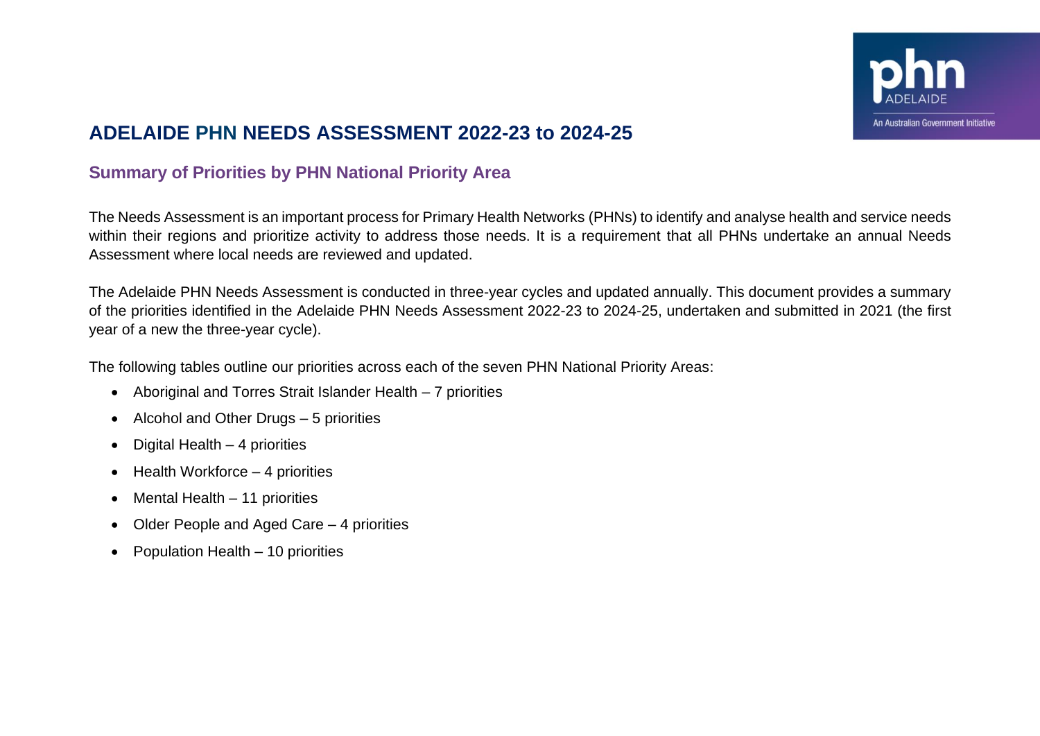# ADELAIDE PHN NEEDS ASSESSMENT 2022-23 to 2024-25

## Summary of Priorities by PHN National Priority Area

The Needs Assessment is an important process for Primary Health Networks (PHNs) to identify and analyse health and service needs within their regions and prioritize activity to address those needs. It is a requirement that all PHNs undertake an annual Needs Assessment where local needs are reviewed and updated.

The Adelaide PHN Needs Assessment is conducted in three-year cycles and updated annually. This document provides a summary of the priorities identified in the Adelaide PHN Needs Assessment 2022-23 to 2024-25, undertaken and submitted in 2021 (the first year of a new the three-year cycle).

The following tables outline our priorities across each of the seven PHN National Priority Areas:

- Aboriginal and Torres Strait Islander Health – 7 priorities
- Alcohol and Other Drugs – 5 priorities
- Digital Health – 4 priorities
- Health Workforce – 4 priorities
- Mental Health – 11 priorities
- Older People and Aged Care – 4 priorities
- Population Health – 10 priorities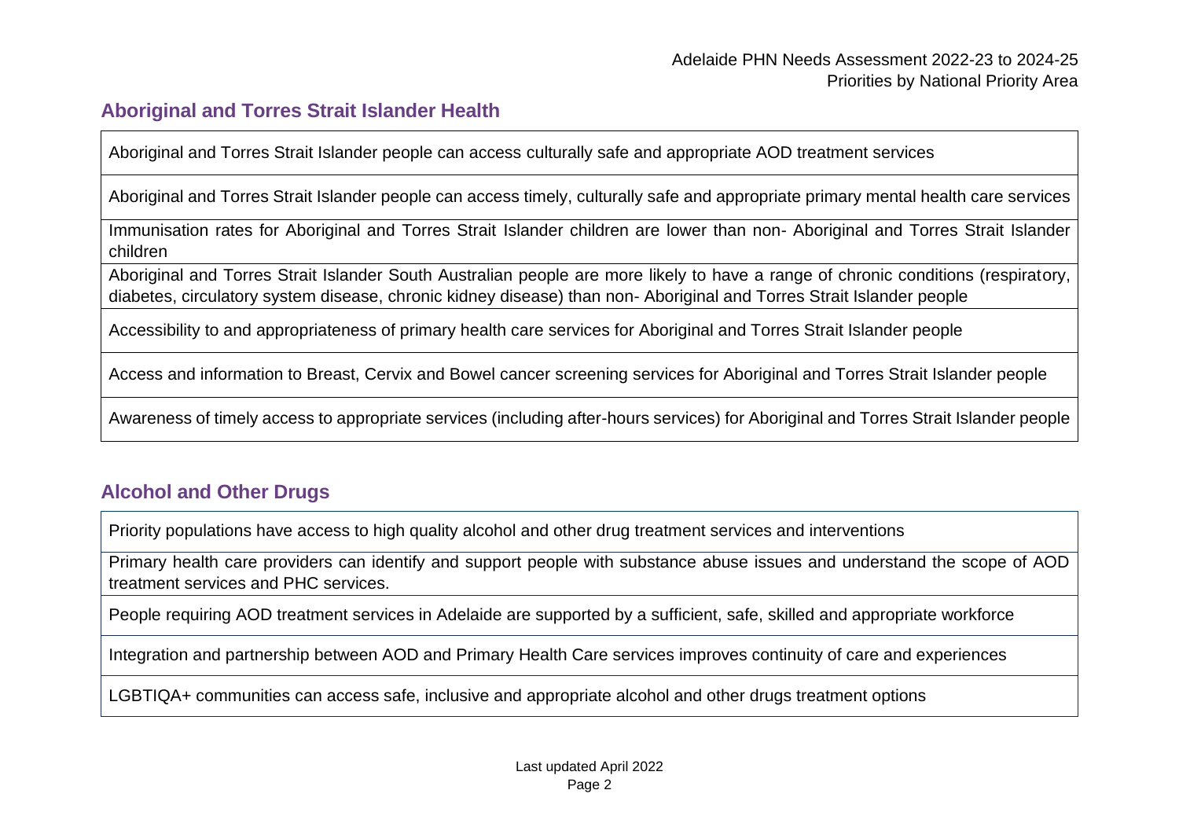## Aboriginal and Torres Strait Islander Health

| |
|---|
| Aboriginal and Torres Strait Islander people can access culturally safe and appropriate AOD treatment services |
| Aboriginal and Torres Strait Islander people can access timely, culturally safe and appropriate primary mental health care services |
| Immunisation rates for Aboriginal and Torres Strait Islander children are lower than non- Aboriginal and Torres Strait Islander children |
| Aboriginal and Torres Strait Islander South Australian people are more likely to have a range of chronic conditions (respiratory, diabetes, circulatory system disease, chronic kidney disease) than non- Aboriginal and Torres Strait Islander people |
| Accessibility to and appropriateness of primary health care services for Aboriginal and Torres Strait Islander people |
| Access and information to Breast, Cervix and Bowel cancer screening services for Aboriginal and Torres Strait Islander people |
| Awareness of timely access to appropriate services (including after-hours services) for Aboriginal and Torres Strait Islander people |

## Alcohol and Other Drugs

| |
|---|
| Priority populations have access to high quality alcohol and other drug treatment services and interventions |
| Primary health care providers can identify and support people with substance abuse issues and understand the scope of AOD treatment services and PHC services. |
| People requiring AOD treatment services in Adelaide are supported by a sufficient, safe, skilled and appropriate workforce |
| Integration and partnership between AOD and Primary Health Care services improves continuity of care and experiences |
| LGBTIQA+ communities can access safe, inclusive and appropriate alcohol and other drugs treatment options |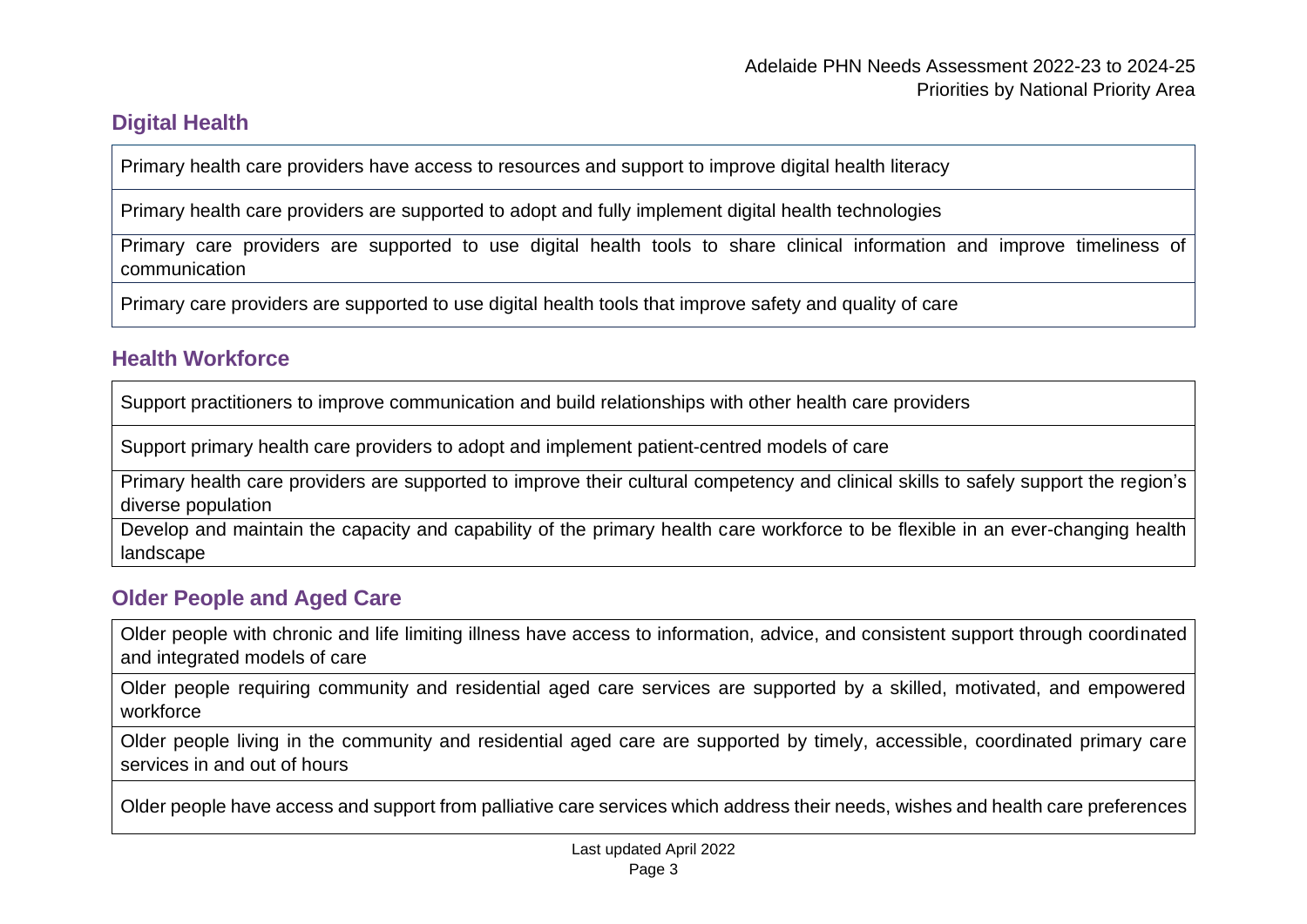## Digital Health

| |
|---|
| Primary health care providers have access to resources and support to improve digital health literacy |
| Primary health care providers are supported to adopt and fully implement digital health technologies |
| Primary care providers are supported to use digital health tools to share clinical information and improve timeliness of communication |
| Primary care providers are supported to use digital health tools that improve safety and quality of care |

## Health Workforce

| |
|---|
| Support practitioners to improve communication and build relationships with other health care providers |
| Support primary health care providers to adopt and implement patient-centred models of care |
| Primary health care providers are supported to improve their cultural competency and clinical skills to safely support the region's diverse population |
| Develop and maintain the capacity and capability of the primary health care workforce to be flexible in an ever-changing health landscape |

## Older People and Aged Care

| |
|---|
| Older people with chronic and life limiting illness have access to information, advice, and consistent support through coordinated and integrated models of care |
| Older people requiring community and residential aged care services are supported by a skilled, motivated, and empowered workforce |
| Older people living in the community and residential aged care are supported by timely, accessible, coordinated primary care services in and out of hours |
| Older people have access and support from palliative care services which address their needs, wishes and health care preferences |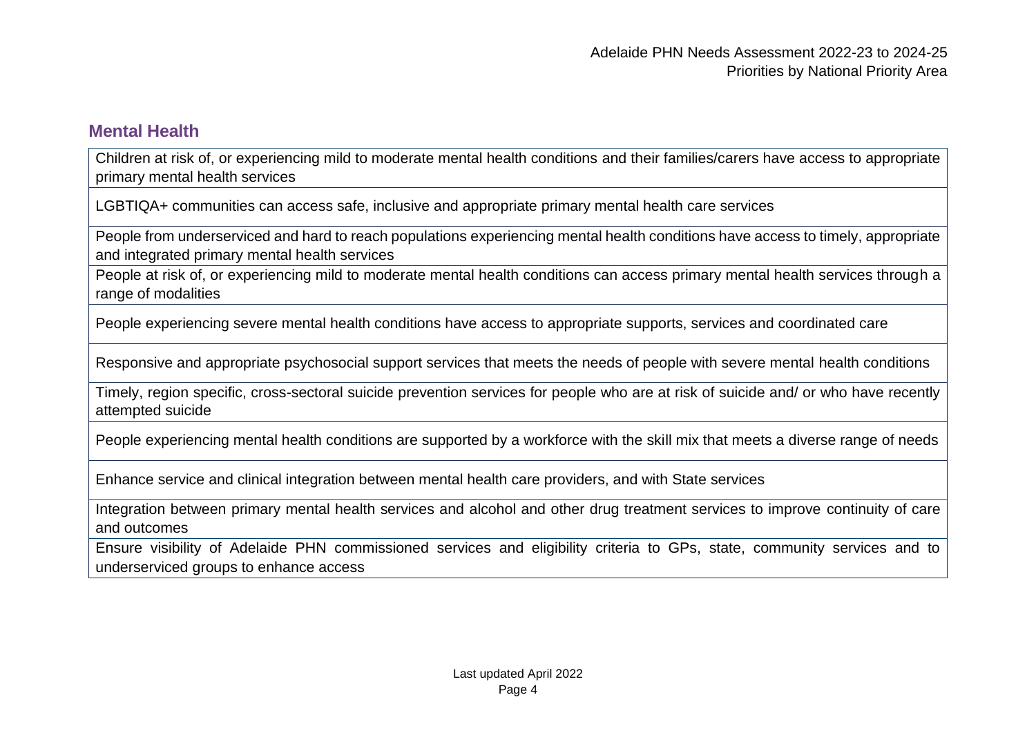## Mental Health

| |
|---|
| Children at risk of, or experiencing mild to moderate mental health conditions and their families/carers have access to appropriate primary mental health services |
| LGBTIQA+ communities can access safe, inclusive and appropriate primary mental health care services |
| People from underserviced and hard to reach populations experiencing mental health conditions have access to timely, appropriate and integrated primary mental health services |
| People at risk of, or experiencing mild to moderate mental health conditions can access primary mental health services through a range of modalities |
| People experiencing severe mental health conditions have access to appropriate supports, services and coordinated care |
| Responsive and appropriate psychosocial support services that meets the needs of people with severe mental health conditions |
| Timely, region specific, cross-sectoral suicide prevention services for people who are at risk of suicide and/ or who have recently attempted suicide |
| People experiencing mental health conditions are supported by a workforce with the skill mix that meets a diverse range of needs |
| Enhance service and clinical integration between mental health care providers, and with State services |
| Integration between primary mental health services and alcohol and other drug treatment services to improve continuity of care and outcomes |
| Ensure visibility of Adelaide PHN commissioned services and eligibility criteria to GPs, state, community services and to underserviced groups to enhance access |

Last updated April 2022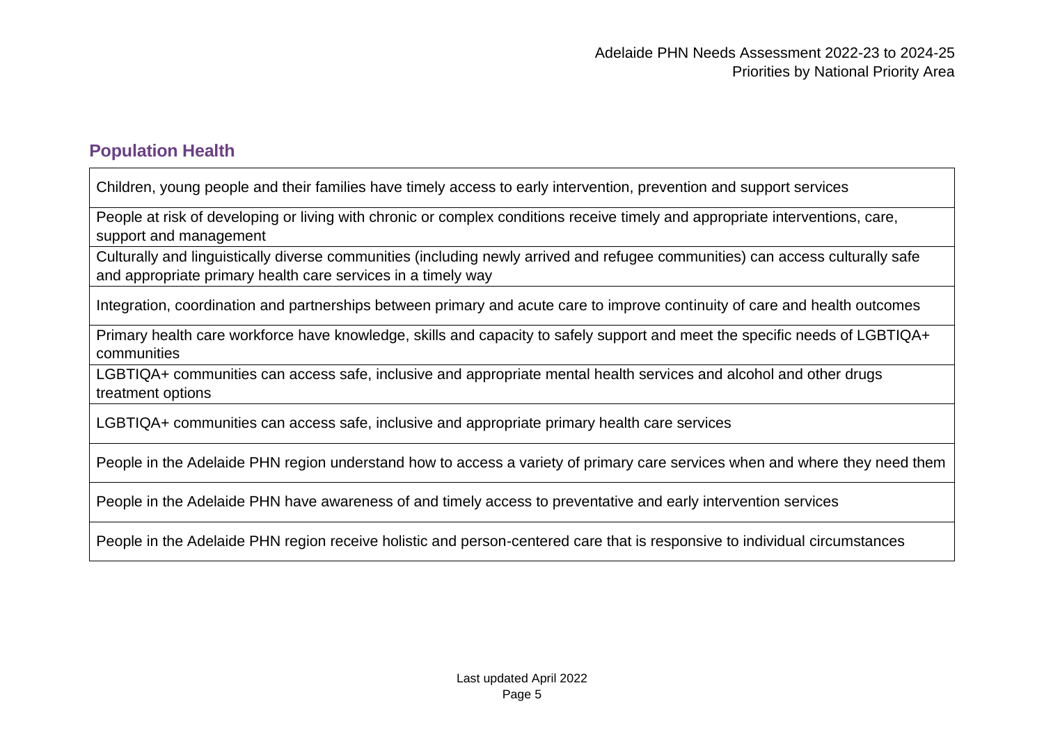## Population Health

| |
|---|
| Children, young people and their families have timely access to early intervention, prevention and support services |
| People at risk of developing or living with chronic or complex conditions receive timely and appropriate interventions, care, support and management |
| Culturally and linguistically diverse communities (including newly arrived and refugee communities) can access culturally safe and appropriate primary health care services in a timely way |
| Integration, coordination and partnerships between primary and acute care to improve continuity of care and health outcomes |
| Primary health care workforce have knowledge, skills and capacity to safely support and meet the specific needs of LGBTIQA+ communities |
| LGBTIQA+ communities can access safe, inclusive and appropriate mental health services and alcohol and other drugs treatment options |
| LGBTIQA+ communities can access safe, inclusive and appropriate primary health care services |
| People in the Adelaide PHN region understand how to access a variety of primary care services when and where they need them |
| People in the Adelaide PHN have awareness of and timely access to preventative and early intervention services |
| People in the Adelaide PHN region receive holistic and person-centered care that is responsive to individual circumstances |

Last updated April 2022